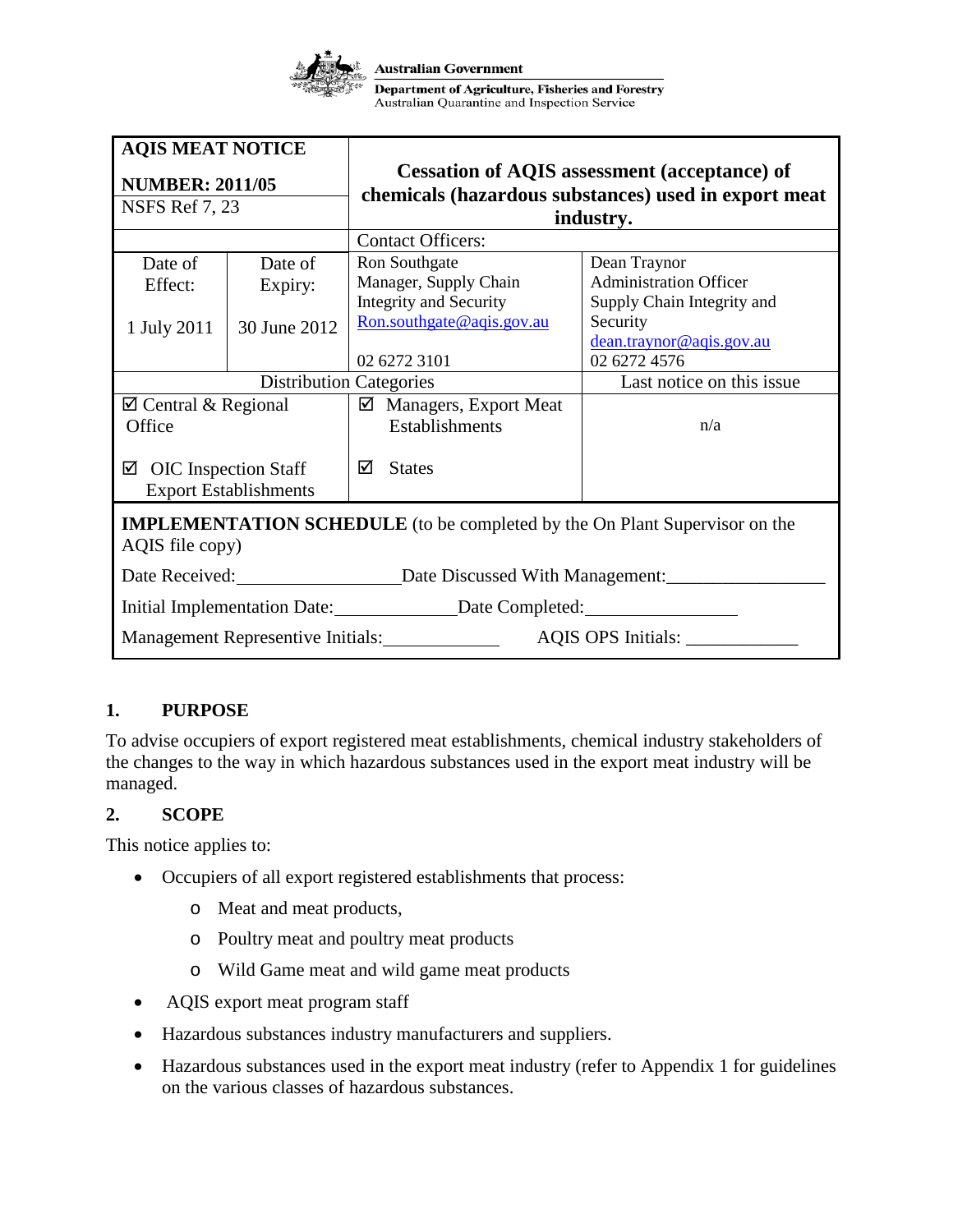Australian Government
Department of Agriculture, Fisheries and Forestry
Australian Quarantine and Inspection Service

| **AQIS MEAT NOTICE**<br><br>**NUMBER: 2011/05**<br>NSFS Ref 7, 23 | | **Cessation of AQIS assessment (acceptance) of chemicals (hazardous substances) used in export meat industry.** | |
|---|---|---|---|
| | | Contact Officers: | |
| Date of Effect:<br><br>1 July 2011 | Date of Expiry:<br><br>30 June 2012 | Ron Southgate<br>Manager, Supply Chain Integrity and Security<br>Ron.southgate@aqis.gov.au<br><br>02 6272 3101 | Dean Traynor<br>Administration Officer<br>Supply Chain Integrity and Security<br>dean.traynor@aqis.gov.au<br>02 6272 4576 |
| Distribution Categories | | | Last notice on this issue |
| ☑ Central & Regional Office<br><br>☑ OIC Inspection Staff Export Establishments | | ☑ Managers, Export Meat Establishments<br><br>☑ States | n/a |

**IMPLEMENTATION SCHEDULE** (to be completed by the On Plant Supervisor on the AQIS file copy)

Date Received:________________ Date Discussed With Management:________________

Initial Implementation Date:____________ Date Completed:________________

Management Representive Initials:____________ AQIS OPS Initials: ____________

## 1. PURPOSE

To advise occupiers of export registered meat establishments, chemical industry stakeholders of the changes to the way in which hazardous substances used in the export meat industry will be managed.

## 2. SCOPE

This notice applies to:

- Occupiers of all export registered establishments that process:
  - Meat and meat products,
  - Poultry meat and poultry meat products
  - Wild Game meat and wild game meat products
- AQIS export meat program staff
- Hazardous substances industry manufacturers and suppliers.
- Hazardous substances used in the export meat industry (refer to Appendix 1 for guidelines on the various classes of hazardous substances.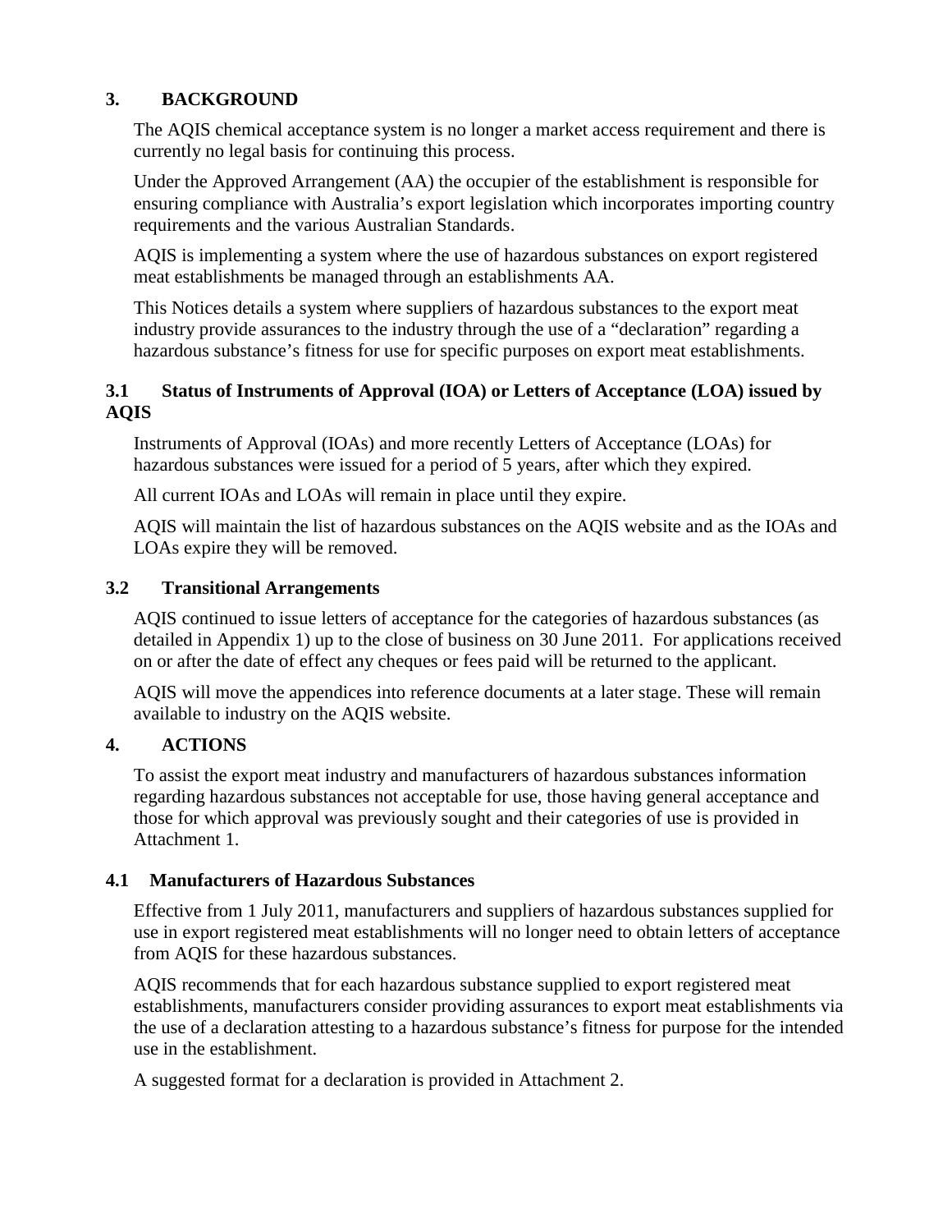## 3. BACKGROUND

The AQIS chemical acceptance system is no longer a market access requirement and there is currently no legal basis for continuing this process.

Under the Approved Arrangement (AA) the occupier of the establishment is responsible for ensuring compliance with Australia's export legislation which incorporates importing country requirements and the various Australian Standards.

AQIS is implementing a system where the use of hazardous substances on export registered meat establishments be managed through an establishments AA.

This Notices details a system where suppliers of hazardous substances to the export meat industry provide assurances to the industry through the use of a "declaration" regarding a hazardous substance's fitness for use for specific purposes on export meat establishments.

### 3.1 Status of Instruments of Approval (IOA) or Letters of Acceptance (LOA) issued by AQIS

Instruments of Approval (IOAs) and more recently Letters of Acceptance (LOAs) for hazardous substances were issued for a period of 5 years, after which they expired.

All current IOAs and LOAs will remain in place until they expire.

AQIS will maintain the list of hazardous substances on the AQIS website and as the IOAs and LOAs expire they will be removed.

### 3.2 Transitional Arrangements

AQIS continued to issue letters of acceptance for the categories of hazardous substances (as detailed in Appendix 1) up to the close of business on 30 June 2011. For applications received on or after the date of effect any cheques or fees paid will be returned to the applicant.

AQIS will move the appendices into reference documents at a later stage. These will remain available to industry on the AQIS website.

## 4. ACTIONS

To assist the export meat industry and manufacturers of hazardous substances information regarding hazardous substances not acceptable for use, those having general acceptance and those for which approval was previously sought and their categories of use is provided in Attachment 1.

### 4.1 Manufacturers of Hazardous Substances

Effective from 1 July 2011, manufacturers and suppliers of hazardous substances supplied for use in export registered meat establishments will no longer need to obtain letters of acceptance from AQIS for these hazardous substances.

AQIS recommends that for each hazardous substance supplied to export registered meat establishments, manufacturers consider providing assurances to export meat establishments via the use of a declaration attesting to a hazardous substance's fitness for purpose for the intended use in the establishment.

A suggested format for a declaration is provided in Attachment 2.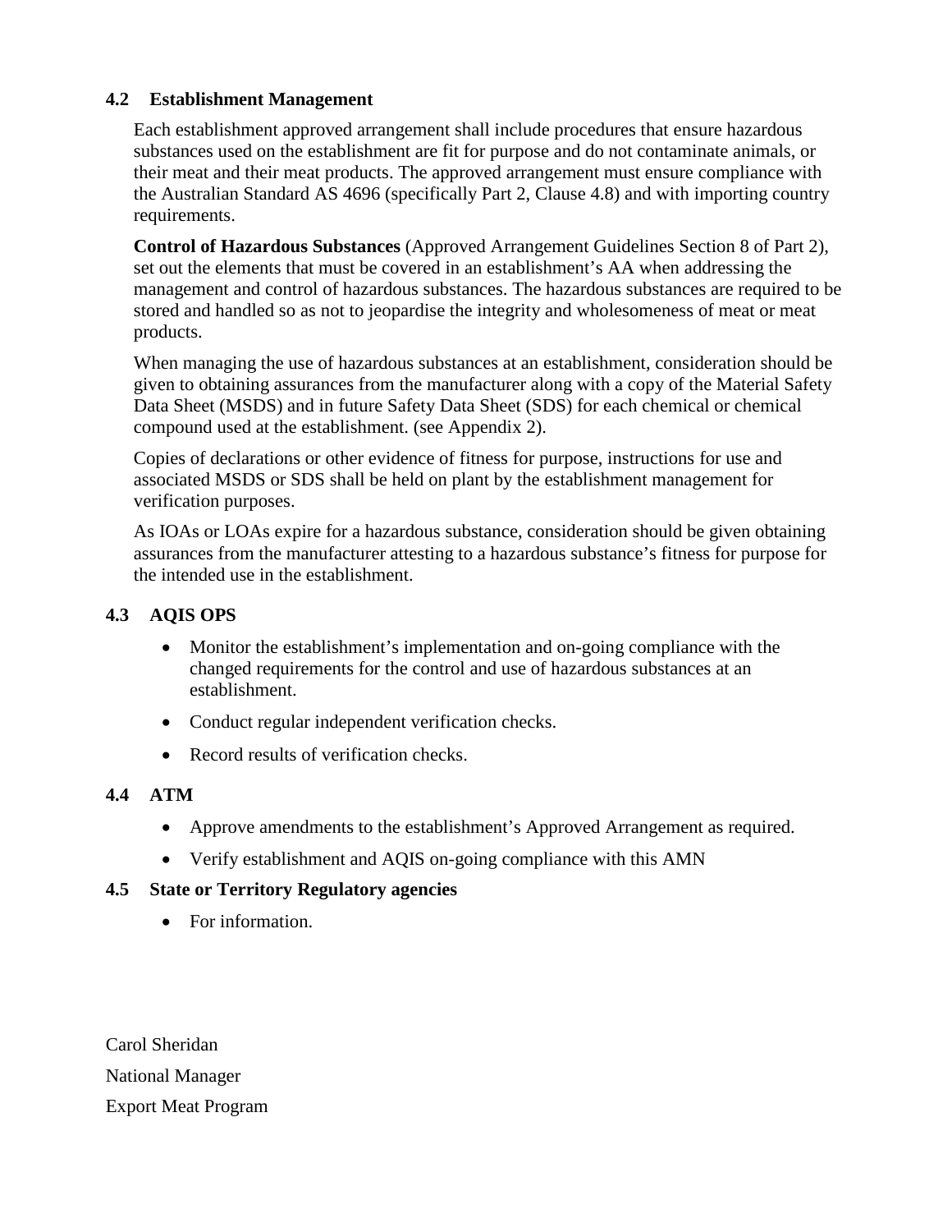### 4.2 Establishment Management

Each establishment approved arrangement shall include procedures that ensure hazardous substances used on the establishment are fit for purpose and do not contaminate animals, or their meat and their meat products. The approved arrangement must ensure compliance with the Australian Standard AS 4696 (specifically Part 2, Clause 4.8) and with importing country requirements.

**Control of Hazardous Substances** (Approved Arrangement Guidelines Section 8 of Part 2), set out the elements that must be covered in an establishment's AA when addressing the management and control of hazardous substances. The hazardous substances are required to be stored and handled so as not to jeopardise the integrity and wholesomeness of meat or meat products.

When managing the use of hazardous substances at an establishment, consideration should be given to obtaining assurances from the manufacturer along with a copy of the Material Safety Data Sheet (MSDS) and in future Safety Data Sheet (SDS) for each chemical or chemical compound used at the establishment. (see Appendix 2).

Copies of declarations or other evidence of fitness for purpose, instructions for use and associated MSDS or SDS shall be held on plant by the establishment management for verification purposes.

As IOAs or LOAs expire for a hazardous substance, consideration should be given obtaining assurances from the manufacturer attesting to a hazardous substance's fitness for purpose for the intended use in the establishment.

### 4.3 AQIS OPS

- Monitor the establishment's implementation and on-going compliance with the changed requirements for the control and use of hazardous substances at an establishment.
- Conduct regular independent verification checks.
- Record results of verification checks.

### 4.4 ATM

- Approve amendments to the establishment's Approved Arrangement as required.
- Verify establishment and AQIS on-going compliance with this AMN

### 4.5 State or Territory Regulatory agencies

- For information.

Carol Sheridan

National Manager

Export Meat Program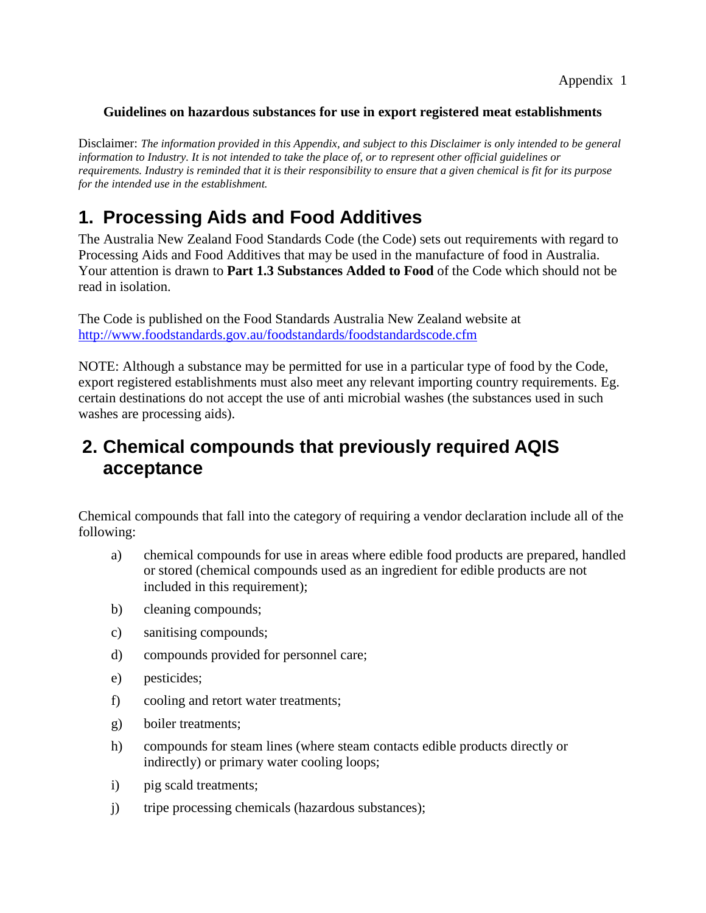Appendix 1

**Guidelines on hazardous substances for use in export registered meat establishments**

Disclaimer: *The information provided in this Appendix, and subject to this Disclaimer is only intended to be general information to Industry. It is not intended to take the place of, or to represent other official guidelines or requirements. Industry is reminded that it is their responsibility to ensure that a given chemical is fit for its purpose for the intended use in the establishment.*

# 1. Processing Aids and Food Additives

The Australia New Zealand Food Standards Code (the Code) sets out requirements with regard to Processing Aids and Food Additives that may be used in the manufacture of food in Australia. Your attention is drawn to **Part 1.3 Substances Added to Food** of the Code which should not be read in isolation.

The Code is published on the Food Standards Australia New Zealand website at [http://www.foodstandards.gov.au/foodstandards/foodstandardscode.cfm](http://www.foodstandards.gov.au/foodstandards/foodstandardscode.cfm)

NOTE: Although a substance may be permitted for use in a particular type of food by the Code, export registered establishments must also meet any relevant importing country requirements. Eg. certain destinations do not accept the use of anti microbial washes (the substances used in such washes are processing aids).

# 2. Chemical compounds that previously required AQIS acceptance

Chemical compounds that fall into the category of requiring a vendor declaration include all of the following:

a) chemical compounds for use in areas where edible food products are prepared, handled or stored (chemical compounds used as an ingredient for edible products are not included in this requirement);

b) cleaning compounds;

c) sanitising compounds;

d) compounds provided for personnel care;

e) pesticides;

f) cooling and retort water treatments;

g) boiler treatments;

h) compounds for steam lines (where steam contacts edible products directly or indirectly) or primary water cooling loops;

i) pig scald treatments;

j) tripe processing chemicals (hazardous substances);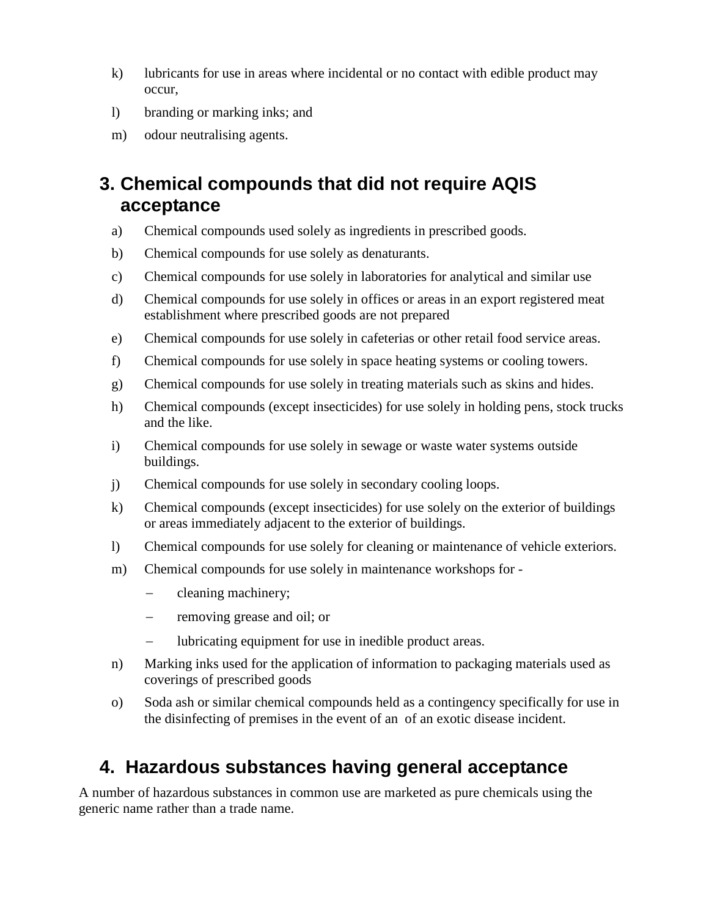k) lubricants for use in areas where incidental or no contact with edible product may occur,

l) branding or marking inks; and

m) odour neutralising agents.

## 3. Chemical compounds that did not require AQIS acceptance

a) Chemical compounds used solely as ingredients in prescribed goods.

b) Chemical compounds for use solely as denaturants.

c) Chemical compounds for use solely in laboratories for analytical and similar use

d) Chemical compounds for use solely in offices or areas in an export registered meat establishment where prescribed goods are not prepared

e) Chemical compounds for use solely in cafeterias or other retail food service areas.

f) Chemical compounds for use solely in space heating systems or cooling towers.

g) Chemical compounds for use solely in treating materials such as skins and hides.

h) Chemical compounds (except insecticides) for use solely in holding pens, stock trucks and the like.

i) Chemical compounds for use solely in sewage or waste water systems outside buildings.

j) Chemical compounds for use solely in secondary cooling loops.

k) Chemical compounds (except insecticides) for use solely on the exterior of buildings or areas immediately adjacent to the exterior of buildings.

l) Chemical compounds for use solely for cleaning or maintenance of vehicle exteriors.

m) Chemical compounds for use solely in maintenance workshops for -

- cleaning machinery;
- removing grease and oil; or
- lubricating equipment for use in inedible product areas.

n) Marking inks used for the application of information to packaging materials used as coverings of prescribed goods

o) Soda ash or similar chemical compounds held as a contingency specifically for use in the disinfecting of premises in the event of an of an exotic disease incident.

## 4. Hazardous substances having general acceptance

A number of hazardous substances in common use are marketed as pure chemicals using the generic name rather than a trade name.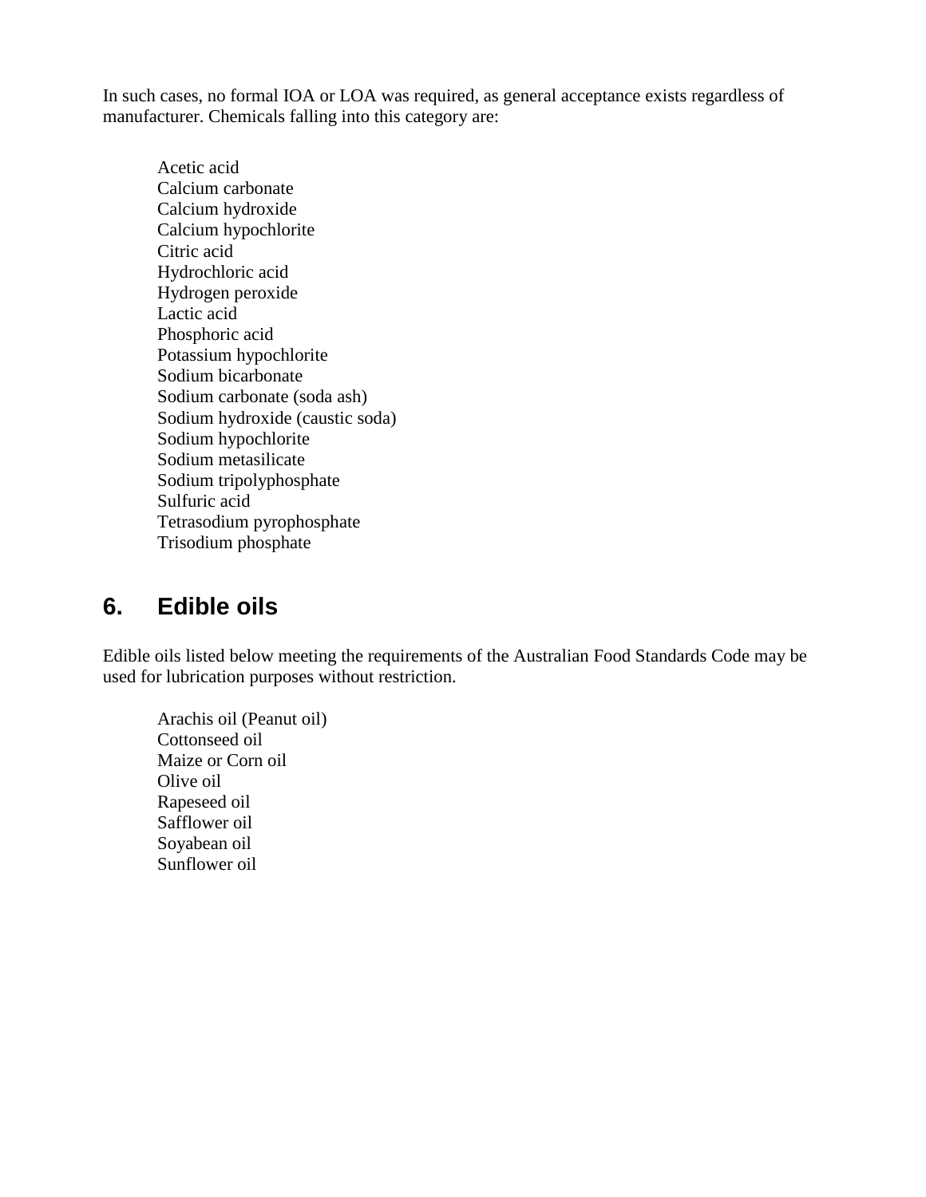In such cases, no formal IOA or LOA was required, as general acceptance exists regardless of manufacturer. Chemicals falling into this category are:

Acetic acid
Calcium carbonate
Calcium hydroxide
Calcium hypochlorite
Citric acid
Hydrochloric acid
Hydrogen peroxide
Lactic acid
Phosphoric acid
Potassium hypochlorite
Sodium bicarbonate
Sodium carbonate (soda ash)
Sodium hydroxide (caustic soda)
Sodium hypochlorite
Sodium metasilicate
Sodium tripolyphosphate
Sulfuric acid
Tetrasodium pyrophosphate
Trisodium phosphate

## 6. Edible oils

Edible oils listed below meeting the requirements of the Australian Food Standards Code may be used for lubrication purposes without restriction.

Arachis oil (Peanut oil)
Cottonseed oil
Maize or Corn oil
Olive oil
Rapeseed oil
Safflower oil
Soyabean oil
Sunflower oil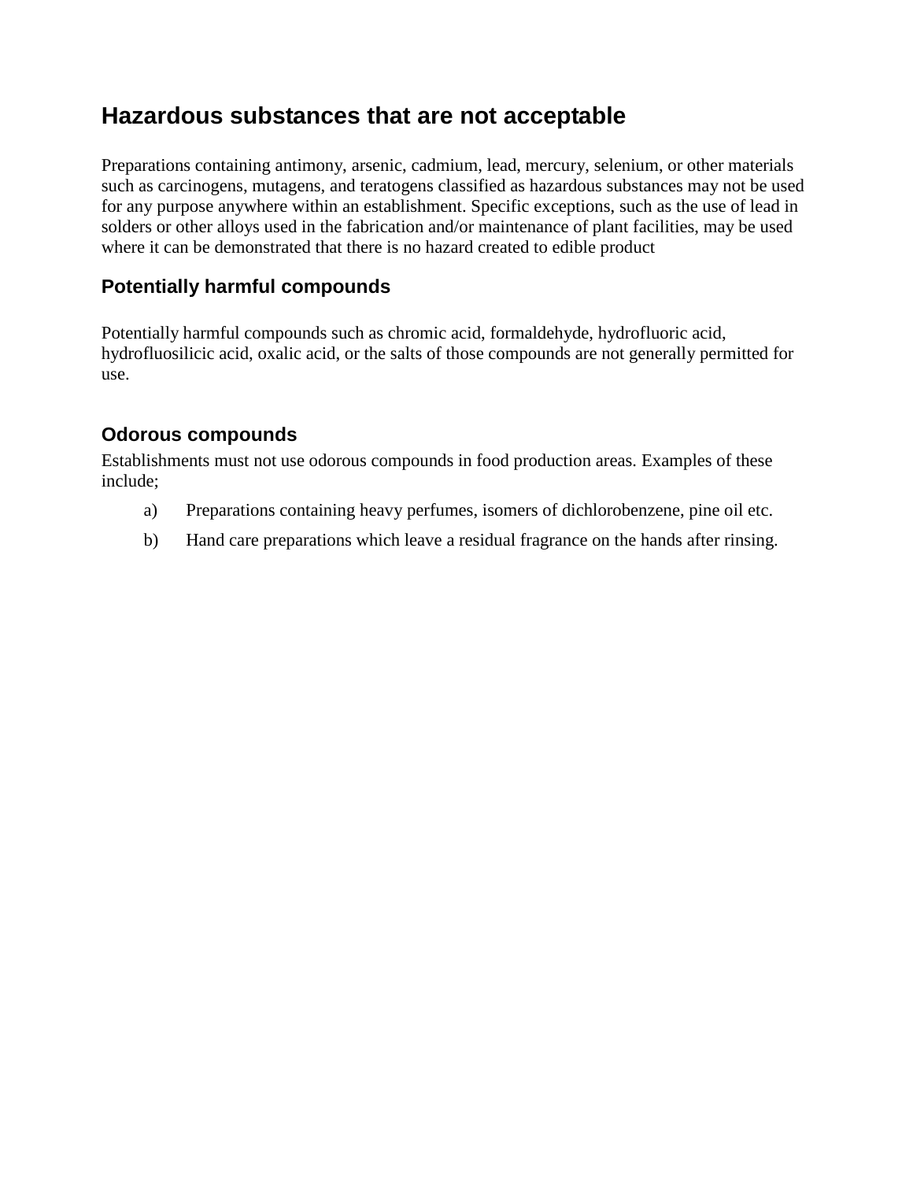## Hazardous substances that are not acceptable

Preparations containing antimony, arsenic, cadmium, lead, mercury, selenium, or other materials such as carcinogens, mutagens, and teratogens classified as hazardous substances may not be used for any purpose anywhere within an establishment. Specific exceptions, such as the use of lead in solders or other alloys used in the fabrication and/or maintenance of plant facilities, may be used where it can be demonstrated that there is no hazard created to edible product

### Potentially harmful compounds

Potentially harmful compounds such as chromic acid, formaldehyde, hydrofluoric acid, hydrofluosilicic acid, oxalic acid, or the salts of those compounds are not generally permitted for use.

### Odorous compounds

Establishments must not use odorous compounds in food production areas. Examples of these include;

a) Preparations containing heavy perfumes, isomers of dichlorobenzene, pine oil etc.

b) Hand care preparations which leave a residual fragrance on the hands after rinsing.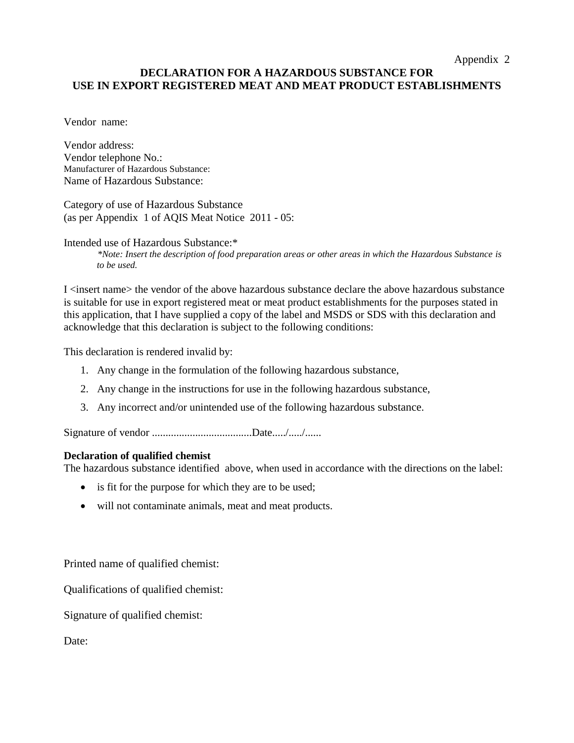Appendix 2

# DECLARATION FOR A HAZARDOUS SUBSTANCE FOR USE IN EXPORT REGISTERED MEAT AND MEAT PRODUCT ESTABLISHMENTS

Vendor name:

Vendor address:
Vendor telephone No.:
Manufacturer of Hazardous Substance:
Name of Hazardous Substance:

Category of use of Hazardous Substance
(as per Appendix 1 of AQIS Meat Notice 2011 - 05:

Intended use of Hazardous Substance:*

*\*Note: Insert the description of food preparation areas or other areas in which the Hazardous Substance is to be used.*

I <insert name> the vendor of the above hazardous substance declare the above hazardous substance is suitable for use in export registered meat or meat product establishments for the purposes stated in this application, that I have supplied a copy of the label and MSDS or SDS with this declaration and acknowledge that this declaration is subject to the following conditions:

This declaration is rendered invalid by:

1. Any change in the formulation of the following hazardous substance,
2. Any change in the instructions for use in the following hazardous substance,
3. Any incorrect and/or unintended use of the following hazardous substance.

Signature of vendor .....................................Date...../...../......

**Declaration of qualified chemist**
The hazardous substance identified above, when used in accordance with the directions on the label:

- is fit for the purpose for which they are to be used;
- will not contaminate animals, meat and meat products.

Printed name of qualified chemist:

Qualifications of qualified chemist:

Signature of qualified chemist:

Date: